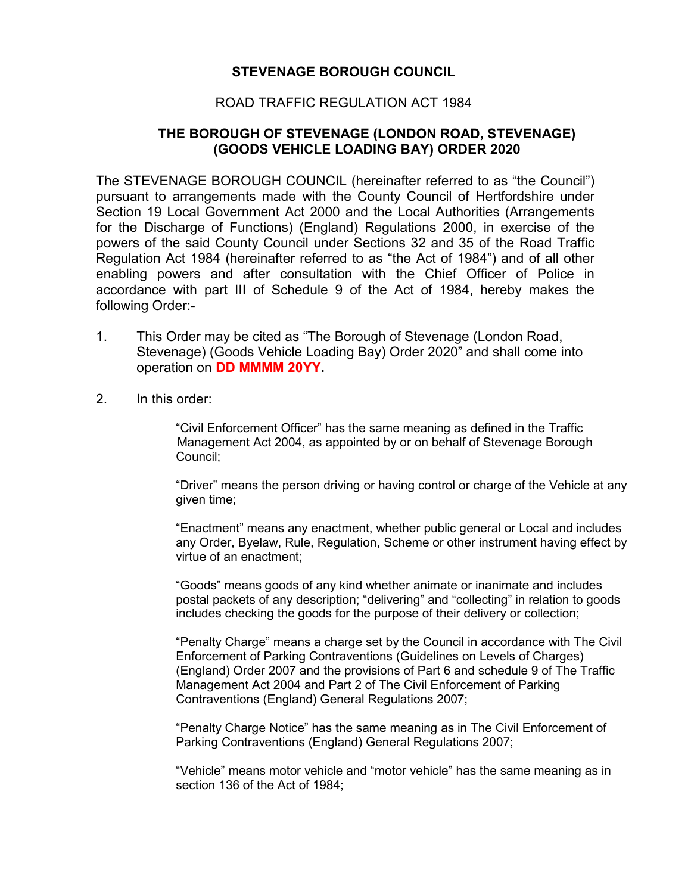**STEVENAGE BOROUGH COUNCIL**

ROAD TRAFFIC REGULATION ACT 1984

**THE BOROUGH OF STEVENAGE (LONDON ROAD, STEVENAGE) (GOODS VEHICLE LOADING BAY) ORDER 2020**

The STEVENAGE BOROUGH COUNCIL (hereinafter referred to as "the Council") pursuant to arrangements made with the County Council of Hertfordshire under Section 19 Local Government Act 2000 and the Local Authorities (Arrangements for the Discharge of Functions) (England) Regulations 2000, in exercise of the powers of the said County Council under Sections 32 and 35 of the Road Traffic Regulation Act 1984 (hereinafter referred to as "the Act of 1984") and of all other enabling powers and after consultation with the Chief Officer of Police in accordance with part III of Schedule 9 of the Act of 1984, hereby makes the following Order:-

1. This Order may be cited as "The Borough of Stevenage (London Road, Stevenage) (Goods Vehicle Loading Bay) Order 2020" and shall come into operation on **DD MMMM 20YY.**

2. In this order:

   "Civil Enforcement Officer" has the same meaning as defined in the Traffic Management Act 2004, as appointed by or on behalf of Stevenage Borough Council;

   "Driver" means the person driving or having control or charge of the Vehicle at any given time;

   "Enactment" means any enactment, whether public general or Local and includes any Order, Byelaw, Rule, Regulation, Scheme or other instrument having effect by virtue of an enactment;

   "Goods" means goods of any kind whether animate or inanimate and includes postal packets of any description; "delivering" and "collecting" in relation to goods includes checking the goods for the purpose of their delivery or collection;

   "Penalty Charge" means a charge set by the Council in accordance with The Civil Enforcement of Parking Contraventions (Guidelines on Levels of Charges) (England) Order 2007 and the provisions of Part 6 and schedule 9 of The Traffic Management Act 2004 and Part 2 of The Civil Enforcement of Parking Contraventions (England) General Regulations 2007;

   "Penalty Charge Notice" has the same meaning as in The Civil Enforcement of Parking Contraventions (England) General Regulations 2007;

   "Vehicle" means motor vehicle and "motor vehicle" has the same meaning as in section 136 of the Act of 1984;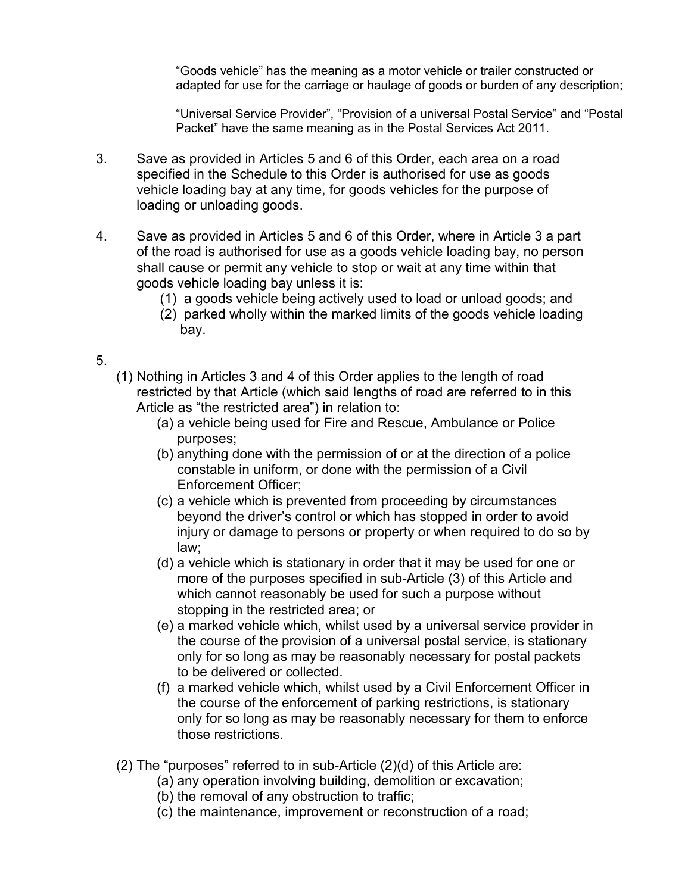"Goods vehicle" has the meaning as a motor vehicle or trailer constructed or adapted for use for the carriage or haulage of goods or burden of any description;

"Universal Service Provider", "Provision of a universal Postal Service" and "Postal Packet" have the same meaning as in the Postal Services Act 2011.

3. Save as provided in Articles 5 and 6 of this Order, each area on a road specified in the Schedule to this Order is authorised for use as goods vehicle loading bay at any time, for goods vehicles for the purpose of loading or unloading goods.

4. Save as provided in Articles 5 and 6 of this Order, where in Article 3 a part of the road is authorised for use as a goods vehicle loading bay, no person shall cause or permit any vehicle to stop or wait at any time within that goods vehicle loading bay unless it is:
   (1) a goods vehicle being actively used to load or unload goods; and
   (2) parked wholly within the marked limits of the goods vehicle loading bay.

5.
   (1) Nothing in Articles 3 and 4 of this Order applies to the length of road restricted by that Article (which said lengths of road are referred to in this Article as "the restricted area") in relation to:
      (a) a vehicle being used for Fire and Rescue, Ambulance or Police purposes;
      (b) anything done with the permission of or at the direction of a police constable in uniform, or done with the permission of a Civil Enforcement Officer;
      (c) a vehicle which is prevented from proceeding by circumstances beyond the driver's control or which has stopped in order to avoid injury or damage to persons or property or when required to do so by law;
      (d) a vehicle which is stationary in order that it may be used for one or more of the purposes specified in sub-Article (3) of this Article and which cannot reasonably be used for such a purpose without stopping in the restricted area; or
      (e) a marked vehicle which, whilst used by a universal service provider in the course of the provision of a universal postal service, is stationary only for so long as may be reasonably necessary for postal packets to be delivered or collected.
      (f) a marked vehicle which, whilst used by a Civil Enforcement Officer in the course of the enforcement of parking restrictions, is stationary only for so long as may be reasonably necessary for them to enforce those restrictions.

   (2) The "purposes" referred to in sub-Article (2)(d) of this Article are:
      (a) any operation involving building, demolition or excavation;
      (b) the removal of any obstruction to traffic;
      (c) the maintenance, improvement or reconstruction of a road;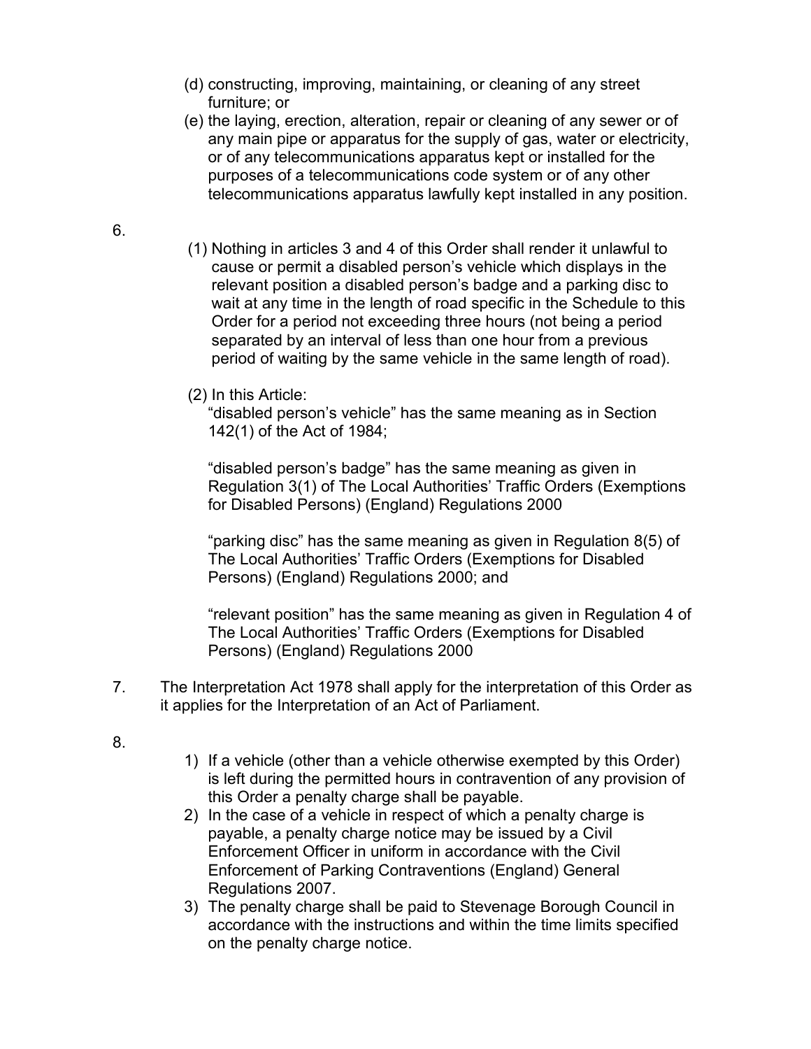(d) constructing, improving, maintaining, or cleaning of any street furniture; or

(e) the laying, erection, alteration, repair or cleaning of any sewer or of any main pipe or apparatus for the supply of gas, water or electricity, or of any telecommunications apparatus kept or installed for the purposes of a telecommunications code system or of any other telecommunications apparatus lawfully kept installed in any position.

6.

(1) Nothing in articles 3 and 4 of this Order shall render it unlawful to cause or permit a disabled person's vehicle which displays in the relevant position a disabled person's badge and a parking disc to wait at any time in the length of road specific in the Schedule to this Order for a period not exceeding three hours (not being a period separated by an interval of less than one hour from a previous period of waiting by the same vehicle in the same length of road).

(2) In this Article:

"disabled person's vehicle" has the same meaning as in Section 142(1) of the Act of 1984;

"disabled person's badge" has the same meaning as given in Regulation 3(1) of The Local Authorities' Traffic Orders (Exemptions for Disabled Persons) (England) Regulations 2000

"parking disc" has the same meaning as given in Regulation 8(5) of The Local Authorities' Traffic Orders (Exemptions for Disabled Persons) (England) Regulations 2000; and

"relevant position" has the same meaning as given in Regulation 4 of The Local Authorities' Traffic Orders (Exemptions for Disabled Persons) (England) Regulations 2000

7. The Interpretation Act 1978 shall apply for the interpretation of this Order as it applies for the Interpretation of an Act of Parliament.

8.

1) If a vehicle (other than a vehicle otherwise exempted by this Order) is left during the permitted hours in contravention of any provision of this Order a penalty charge shall be payable.
2) In the case of a vehicle in respect of which a penalty charge is payable, a penalty charge notice may be issued by a Civil Enforcement Officer in uniform in accordance with the Civil Enforcement of Parking Contraventions (England) General Regulations 2007.
3) The penalty charge shall be paid to Stevenage Borough Council in accordance with the instructions and within the time limits specified on the penalty charge notice.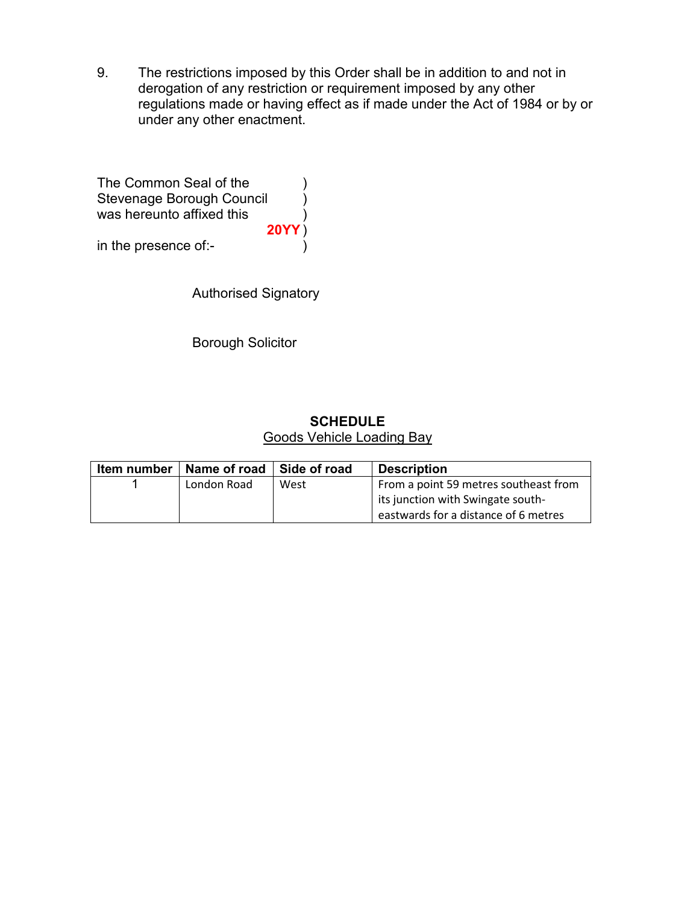9. The restrictions imposed by this Order shall be in addition to and not in derogation of any restriction or requirement imposed by any other regulations made or having effect as if made under the Act of 1984 or by or under any other enactment.

The Common Seal of the )
Stevenage Borough Council )
was hereunto affixed this )
**20YY** )
in the presence of:- )

Authorised Signatory

Borough Solicitor

**SCHEDULE**

Goods Vehicle Loading Bay

| Item number | Name of road | Side of road | Description |
|---|---|---|---|
| 1 | London Road | West | From a point 59 metres southeast from its junction with Swingate south-eastwards for a distance of 6 metres |